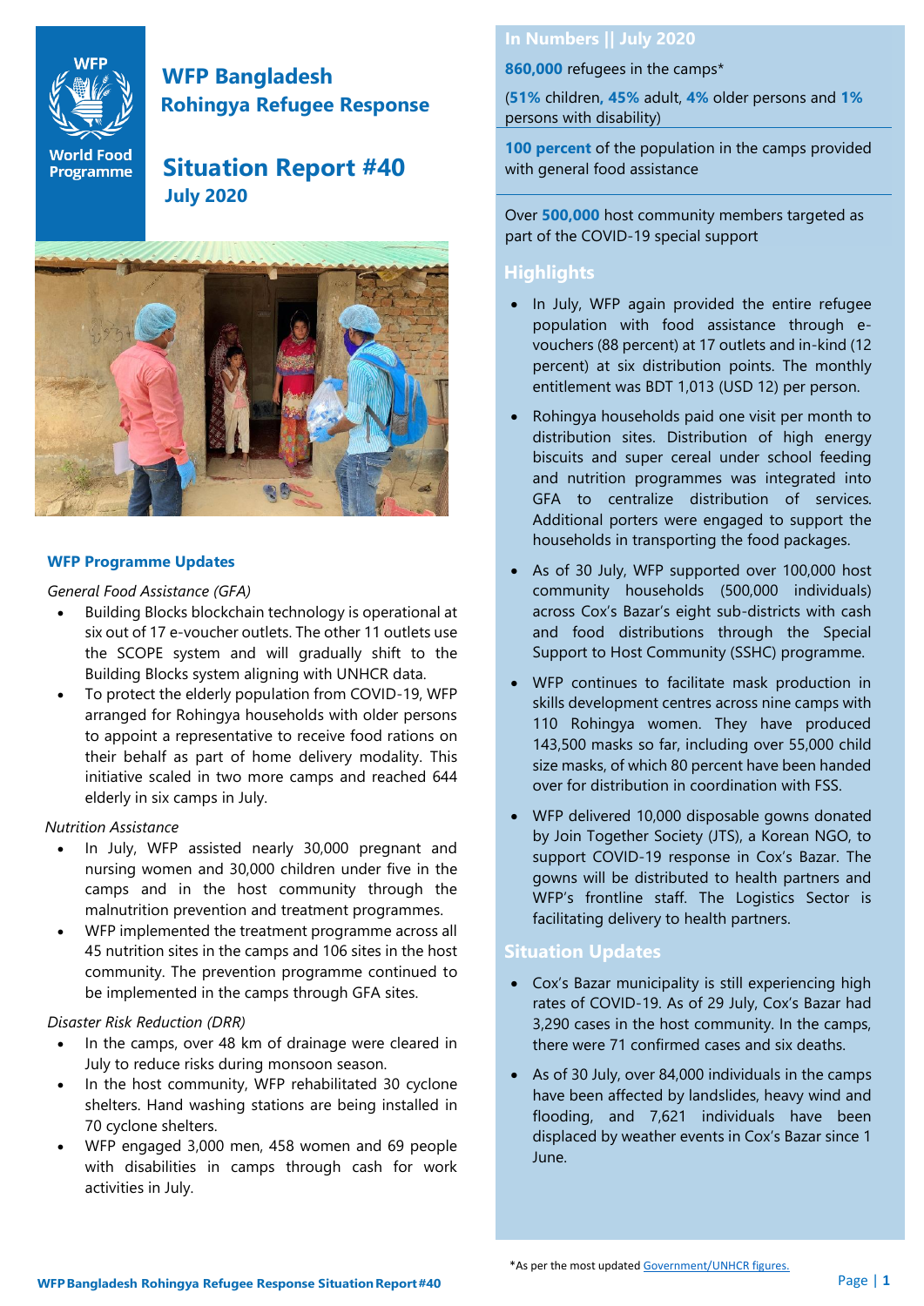# WFP Bangladesh
## Rohingya Refugee Response

# Situation Report #40
**July 2020**

## In Numbers || July 2020

**860,000** refugees in the camps*

(**51%** children, **45%** adult, **4%** older persons and **1%** persons with disability)

**100 percent** of the population in the camps provided with general food assistance

Over **500,000** host community members targeted as part of the COVID-19 special support

## Highlights

- In July, WFP again provided the entire refugee population with food assistance through e-vouchers (88 percent) at 17 outlets and in-kind (12 percent) at six distribution points. The monthly entitlement was BDT 1,013 (USD 12) per person.
- Rohingya households paid one visit per month to distribution sites. Distribution of high energy biscuits and super cereal under school feeding and nutrition programmes was integrated into GFA to centralize distribution of services. Additional porters were engaged to support the households in transporting the food packages.
- As of 30 July, WFP supported over 100,000 host community households (500,000 individuals) across Cox's Bazar's eight sub-districts with cash and food distributions through the Special Support to Host Community (SSHC) programme.
- WFP continues to facilitate mask production in skills development centres across nine camps with 110 Rohingya women. They have produced 143,500 masks so far, including over 55,000 child size masks, of which 80 percent have been handed over for distribution in coordination with FSS.
- WFP delivered 10,000 disposable gowns donated by Join Together Society (JTS), a Korean NGO, to support COVID-19 response in Cox's Bazar. The gowns will be distributed to health partners and WFP's frontline staff. The Logistics Sector is facilitating delivery to health partners.

## Situation Updates

- Cox's Bazar municipality is still experiencing high rates of COVID-19. As of 29 July, Cox's Bazar had 3,290 cases in the host community. In the camps, there were 71 confirmed cases and six deaths.
- As of 30 July, over 84,000 individuals in the camps have been affected by landslides, heavy wind and flooding, and 7,621 individuals have been displaced by weather events in Cox's Bazar since 1 June.

## WFP Programme Updates

*General Food Assistance (GFA)*

- Building Blocks blockchain technology is operational at six out of 17 e-voucher outlets. The other 11 outlets use the SCOPE system and will gradually shift to the Building Blocks system aligning with UNHCR data.
- To protect the elderly population from COVID-19, WFP arranged for Rohingya households with older persons to appoint a representative to receive food rations on their behalf as part of home delivery modality. This initiative scaled in two more camps and reached 644 elderly in six camps in July.

*Nutrition Assistance*

- In July, WFP assisted nearly 30,000 pregnant and nursing women and 30,000 children under five in the camps and in the host community through the malnutrition prevention and treatment programmes.
- WFP implemented the treatment programme across all 45 nutrition sites in the camps and 106 sites in the host community. The prevention programme continued to be implemented in the camps through GFA sites.

*Disaster Risk Reduction (DRR)*

- In the camps, over 48 km of drainage were cleared in July to reduce risks during monsoon season.
- In the host community, WFP rehabilitated 30 cyclone shelters. Hand washing stations are being installed in 70 cyclone shelters.
- WFP engaged 3,000 men, 458 women and 69 people with disabilities in camps through cash for work activities in July.

*As per the most updated Government/UNHCR figures.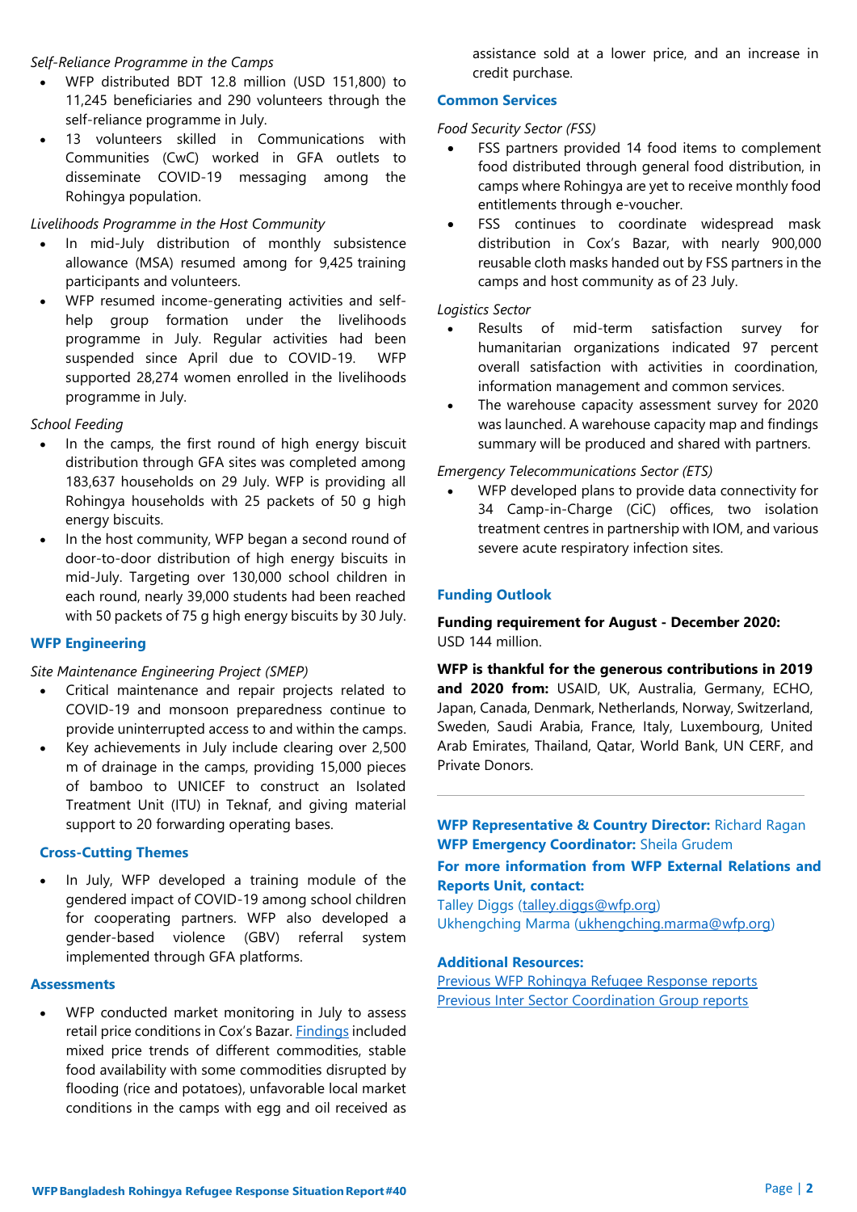*Self-Reliance Programme in the Camps*

- WFP distributed BDT 12.8 million (USD 151,800) to 11,245 beneficiaries and 290 volunteers through the self-reliance programme in July.
- 13 volunteers skilled in Communications with Communities (CwC) worked in GFA outlets to disseminate COVID-19 messaging among the Rohingya population.

*Livelihoods Programme in the Host Community*

- In mid-July distribution of monthly subsistence allowance (MSA) resumed among for 9,425 training participants and volunteers.
- WFP resumed income-generating activities and self-help group formation under the livelihoods programme in July. Regular activities had been suspended since April due to COVID-19. WFP supported 28,274 women enrolled in the livelihoods programme in July.

*School Feeding*

- In the camps, the first round of high energy biscuit distribution through GFA sites was completed among 183,637 households on 29 July. WFP is providing all Rohingya households with 25 packets of 50 g high energy biscuits.
- In the host community, WFP began a second round of door-to-door distribution of high energy biscuits in mid-July. Targeting over 130,000 school children in each round, nearly 39,000 students had been reached with 50 packets of 75 g high energy biscuits by 30 July.

## WFP Engineering

*Site Maintenance Engineering Project (SMEP)*

- Critical maintenance and repair projects related to COVID-19 and monsoon preparedness continue to provide uninterrupted access to and within the camps.
- Key achievements in July include clearing over 2,500 m of drainage in the camps, providing 15,000 pieces of bamboo to UNICEF to construct an Isolated Treatment Unit (ITU) in Teknaf, and giving material support to 20 forwarding operating bases.

## Cross-Cutting Themes

- In July, WFP developed a training module of the gendered impact of COVID-19 among school children for cooperating partners. WFP also developed a gender-based violence (GBV) referral system implemented through GFA platforms.

## Assessments

- WFP conducted market monitoring in July to assess retail price conditions in Cox's Bazar. [Findings] included mixed price trends of different commodities, stable food availability with some commodities disrupted by flooding (rice and potatoes), unfavorable local market conditions in the camps with egg and oil received as assistance sold at a lower price, and an increase in credit purchase.

## Common Services

*Food Security Sector (FSS)*

- FSS partners provided 14 food items to complement food distributed through general food distribution, in camps where Rohingya are yet to receive monthly food entitlements through e-voucher.
- FSS continues to coordinate widespread mask distribution in Cox's Bazar, with nearly 900,000 reusable cloth masks handed out by FSS partners in the camps and host community as of 23 July.

*Logistics Sector*

- Results of mid-term satisfaction survey for humanitarian organizations indicated 97 percent overall satisfaction with activities in coordination, information management and common services.
- The warehouse capacity assessment survey for 2020 was launched. A warehouse capacity map and findings summary will be produced and shared with partners.

*Emergency Telecommunications Sector (ETS)*

- WFP developed plans to provide data connectivity for 34 Camp-in-Charge (CiC) offices, two isolation treatment centres in partnership with IOM, and various severe acute respiratory infection sites.

## Funding Outlook

**Funding requirement for August - December 2020:** USD 144 million.

**WFP is thankful for the generous contributions in 2019 and 2020 from:** USAID, UK, Australia, Germany, ECHO, Japan, Canada, Denmark, Netherlands, Norway, Switzerland, Sweden, Saudi Arabia, France, Italy, Luxembourg, United Arab Emirates, Thailand, Qatar, World Bank, UN CERF, and Private Donors.

---

**WFP Representative & Country Director:** Richard Ragan
**WFP Emergency Coordinator:** Sheila Grudem
**For more information from WFP External Relations and Reports Unit, contact:**
Talley Diggs (talley.diggs@wfp.org)
Ukhengching Marma (ukhengching.marma@wfp.org)

**Additional Resources:**
Previous WFP Rohingya Refugee Response reports
Previous Inter Sector Coordination Group reports